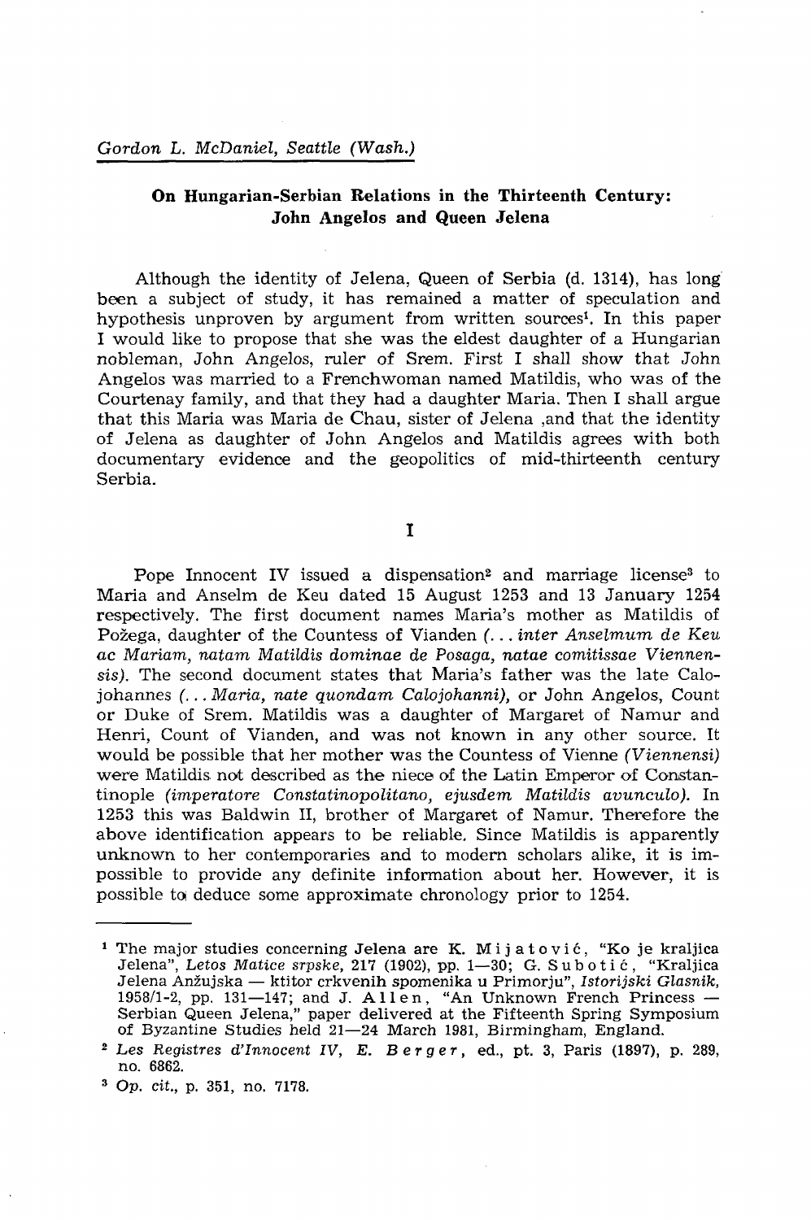*Gordon L. McDaniel, Seattle (Wash.)*

## On Hungarian-Serbian Relations in the Thirteenth Century: John Angelos and Queen Jelena

Although the identity of Jelena, Queen of Serbia (d. 1314), has long been a subject of study, it has remained a matter of speculation and hypothesis unproven by argument from written sources[1]. In this paper I would like to propose that she was the eldest daughter of a Hungarian nobleman, John Angelos, ruler of Srem. First I shall show that John Angelos was married to a Frenchwoman named Matildis, who was of the Courtenay family, and that they had a daughter Maria. Then I shall argue that this Maria was Maria de Chau, sister of Jelena ,and that the identity of Jelena as daughter of John Angelos and Matildis agrees with both documentary evidence and the geopolitics of mid-thirteenth century Serbia.

### I

Pope Innocent IV issued a dispensation[2] and marriage license[3] to Maria and Anselm de Keu dated 15 August 1253 and 13 January 1254 respectively. The first document names Maria's mother as Matildis of Požega, daughter of the Countess of Vianden (*... inter Anselmum de Keu ac Mariam, natam Matildis dominae de Posaga, natae comitissae Viennensis*). The second document states that Maria's father was the late Calojohannes (*... Maria, nate quondam Calojohanni*), or John Angelos, Count or Duke of Srem. Matildis was a daughter of Margaret of Namur and Henri, Count of Vianden, and was not known in any other source. It would be possible that her mother was the Countess of Vienne (*Viennensi*) were Matildis not described as the niece of the Latin Emperor of Constantinople (*imperatore Constatinopolitano, ejusdem Matildis avunculo*). In 1253 this was Baldwin II, brother of Margaret of Namur. Therefore the above identification appears to be reliable. Since Matildis is apparently unknown to her contemporaries and to modern scholars alike, it is impossible to provide any definite information about her. However, it is possible to deduce some approximate chronology prior to 1254.

---

[1] The major studies concerning Jelena are K. Mijatović, "Ko je kraljica Jelena", *Letos Matice srpske*, 217 (1902), pp. 1—30; G. Subotić, "Kraljica Jelena Anžujska — ktitor crkvenih spomenika u Primorju", *Istorijski Glasnik*, 1958/1-2, pp. 131—147; and J. Allen, "An Unknown French Princess — Serbian Queen Jelena," paper delivered at the Fifteenth Spring Symposium of Byzantine Studies held 21—24 March 1981, Birmingham, England.

[2] *Les Registres d'Innocent IV*, E. Berger, ed., pt. 3, Paris (1897), p. 289, no. 6862.

[3] *Op. cit.*, p. 351, no. 7178.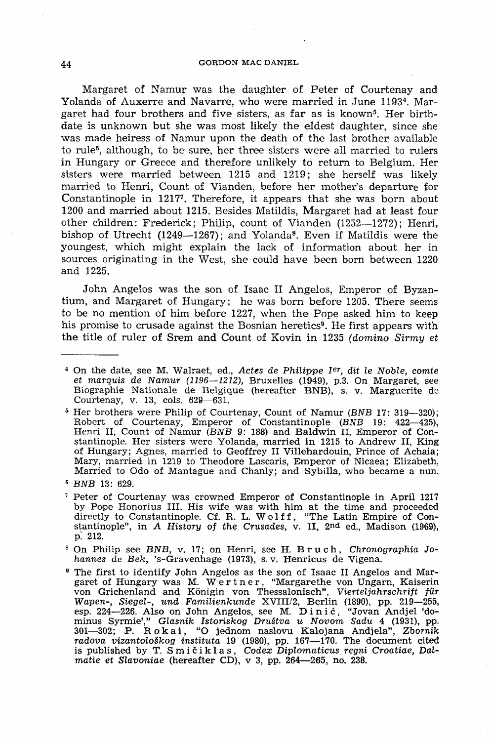Margaret of Namur was the daughter of Peter of Courtenay and Yolanda of Auxerre and Navarre, who were married in June 1193[4]. Margaret had four brothers and five sisters, as far as is known[5]. Her birthdate is unknown but she was most likely the eldest daughter, since she was made heiress of Namur upon the death of the last brother available to rule[6], although, to be sure, her three sisters were all married to rulers in Hungary or Greece and therefore unlikely to return to Belgium. Her sisters were married between 1215 and 1219; she herself was likely married to Henri, Count of Vianden, before her mother's departure for Constantinople in 1217[7]. Therefore, it appears that she was born about 1200 and married about 1215. Besides Matildis, Margaret had at least four other children: Frederick; Philip, count of Vianden (1252—1272); Henri, bishop of Utrecht (1249—1267); and Yolanda[8]. Even if Matildis were the youngest, which might explain the lack of information about her in sources originating in the West, she could have been born between 1220 and 1225.

John Angelos was the son of Isaac II Angelos, Emperor of Byzantium, and Margaret of Hungary; he was born before 1205. There seems to be no mention of him before 1227, when the Pope asked him to keep his promise to crusade against the Bosnian heretics[9]. He first appears with the title of ruler of Srem and Count of Kovin in 1235 *(domino Sirmy et*

---

[4] On the date, see M. Walraet, ed., *Actes de Philippe I^er, dit le Noble, comte et marquis de Namur (1196—1212)*, Bruxelles (1949), p.3. On Margaret, see Biographie Nationale de Belgique (hereafter BNB), s. v. Marguerite de Courtenay, v. 13, cols. 629—631.

[5] Her brothers were Philip of Courtenay, Count of Namur (*BNB* 17: 319—320); Robert of Courtenay, Emperor of Constantinople (*BNB* 19: 422—425), Henri II, Count of Namur (*BNB* 9: 188) and Baldwin II, Emperor of Constantinople. Her sisters were Yolanda, married in 1215 to Andrew II, King of Hungary; Agnes, married to Geoffrey II Villehardouin, Prince of Achaia; Mary, married in 1219 to Theodore Lascaris, Emperor of Nicaea; Elizabeth, Married to Odo of Mantague and Chanly; and Sybilla, who became a nun.

[6] *BNB* 13: 629.

[7] Peter of Courtenay was crowned Emperor of Constantinople in April 1217 by Pope Honorius III. His wife was with him at the time and proceeded directly to Constantinople. Cf. R. L. Wolff, "The Latin Empire of Constantinople", in *A History of the Crusades*, v. II, 2nd ed., Madison (1969), p. 212.

[8] On Philip see *BNB*, v. 17; on Henri, see H. Bruch, *Chronographia Johannes de Bek*, 's-Gravenhage (1973), s. v. Henricus de Vigena.

[9] The first to identify John Angelos as the son of Isaac II Angelos and Margaret of Hungary was M. Wertner, "Margarethe von Ungarn, Kaiserin von Grichenland und Königin von Thessalonisch", *Vierteljahrschrift für Wapen-, Siegel-, und Familienkunde* XVIII/2, Berlin (1890), pp. 219—255, esp. 224—226. Also on John Angelos, see M. Dinić, "Jovan Andjel 'dominus Syrmie'," *Glasnik Istoriskog Društva u Novom Sadu* 4 (1931), pp. 301—302; P. Rokai, "O jednom naslovu Kalojana Andjela", *Zbornik radova vizantološkog instituta* 19 (1980), pp. 167—170. The document cited is published by T. Smičiklas, *Codex Diplomaticus regni Croatiae, Dalmatie et Slavoniae* (hereafter CD), v 3, pp. 264—265, no. 238.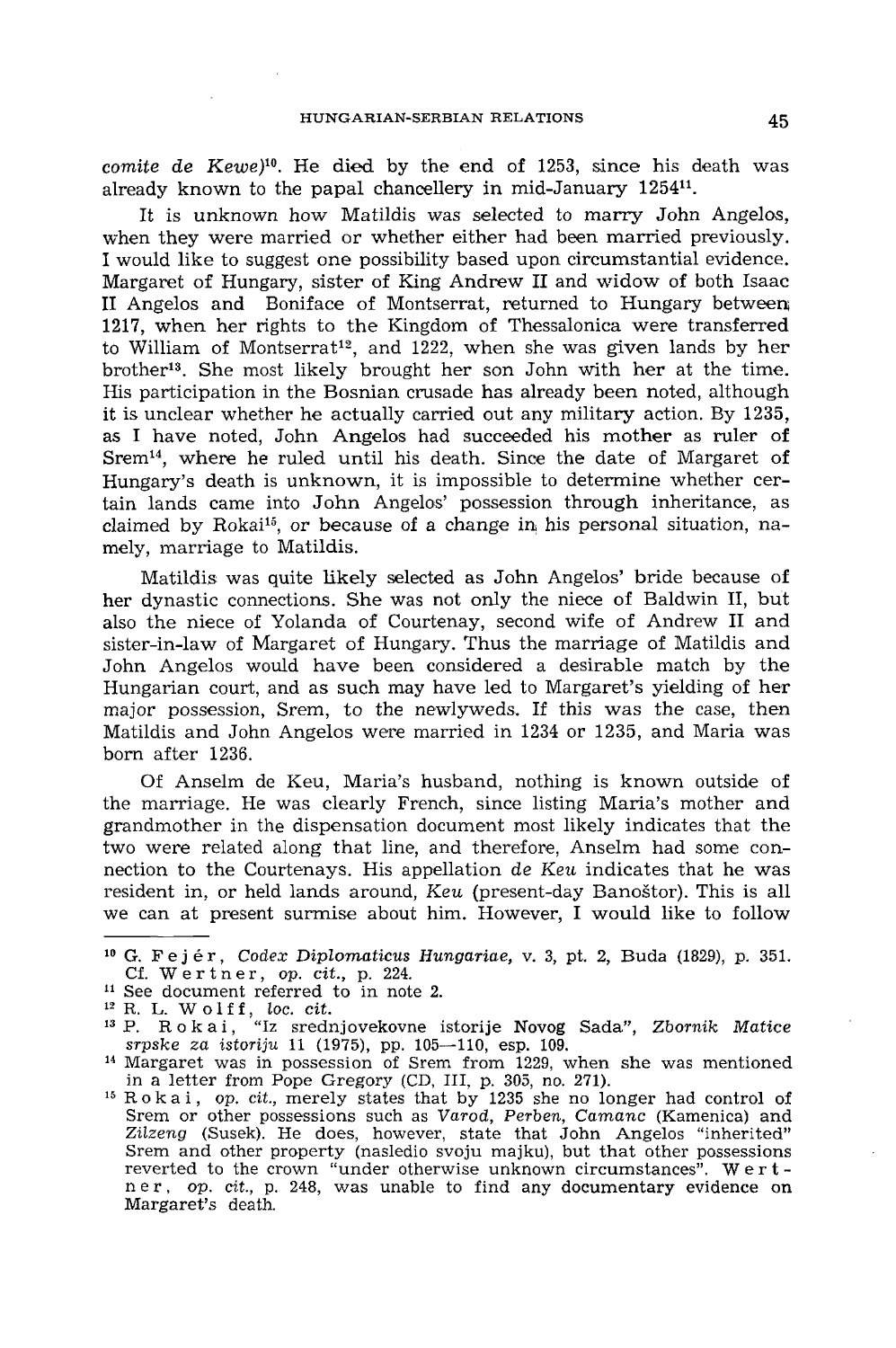*comite de Kewe*)[10]. He died by the end of 1253, since his death was already known to the papal chancellery in mid-January 1254[11].

It is unknown how Matildis was selected to marry John Angelos, when they were married or whether either had been married previously. I would like to suggest one possibility based upon circumstantial evidence. Margaret of Hungary, sister of King Andrew II and widow of both Isaac II Angelos and Boniface of Montserrat, returned to Hungary between 1217, when her rights to the Kingdom of Thessalonica were transferred to William of Montserrat[12], and 1222, when she was given lands by her brother[13]. She most likely brought her son John with her at the time. His participation in the Bosnian crusade has already been noted, although it is unclear whether he actually carried out any military action. By 1235, as I have noted, John Angelos had succeeded his mother as ruler of Srem[14], where he ruled until his death. Since the date of Margaret of Hungary's death is unknown, it is impossible to determine whether certain lands came into John Angelos' possession through inheritance, as claimed by Rokai[15], or because of a change in his personal situation, namely, marriage to Matildis.

Matildis was quite likely selected as John Angelos' bride because of her dynastic connections. She was not only the niece of Baldwin II, but also the niece of Yolanda of Courtenay, second wife of Andrew II and sister-in-law of Margaret of Hungary. Thus the marriage of Matildis and John Angelos would have been considered a desirable match by the Hungarian court, and as such may have led to Margaret's yielding of her major possession, Srem, to the newlyweds. If this was the case, then Matildis and John Angelos were married in 1234 or 1235, and Maria was born after 1236.

Of Anselm de Keu, Maria's husband, nothing is known outside of the marriage. He was clearly French, since listing Maria's mother and grandmother in the dispensation document most likely indicates that the two were related along that line, and therefore, Anselm had some connection to the Courtenays. His appellation *de Keu* indicates that he was resident in, or held lands around, *Keu* (present-day Banoštor). This is all we can at present surmise about him. However, I would like to follow

---

[10] G. Fejér, *Codex Diplomaticus Hungariae*, v. 3, pt. 2, Buda (1829), p. 351. Cf. Wertner, *op. cit.*, p. 224.

[11] See document referred to in note 2.

[12] R. L. Wolff, *loc. cit.*

[13] P. Rokai, "Iz srednjovekovne istorije Novog Sada", *Zbornik Matice srpske za istoriju* 11 (1975), pp. 105—110, esp. 109.

[14] Margaret was in possession of Srem from 1229, when she was mentioned in a letter from Pope Gregory (CD, III, p. 305, no. 271).

[15] Rokai, *op. cit.*, merely states that by 1235 she no longer had control of Srem or other possessions such as *Varod*, *Perben*, *Camanc* (Kamenica) and *Zilzeng* (Susek). He does, however, state that John Angelos "inherited" Srem and other property (nasledio svoju majku), but that other possessions reverted to the crown "under otherwise unknown circumstances". Wertner, *op. cit.*, p. 248, was unable to find any documentary evidence on Margaret's death.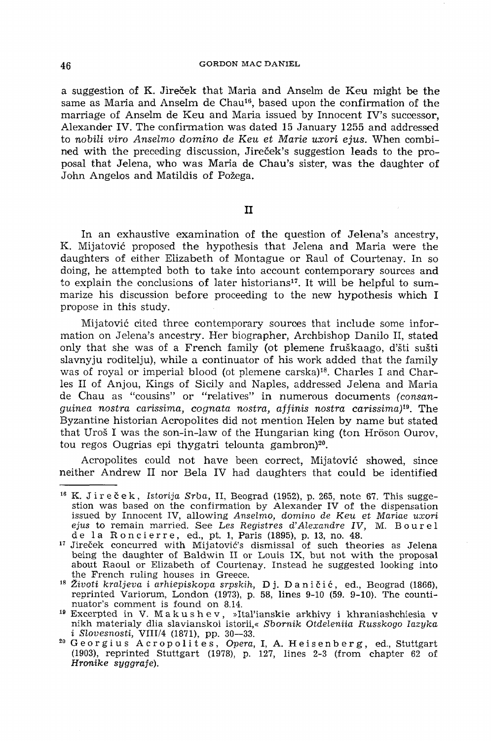a suggestion of K. Jireček that Maria and Anselm de Keu might be the same as Maria and Anselm de Chau[16], based upon the confirmation of the marriage of Anselm de Keu and Maria issued by Innocent IV's successor, Alexander IV. The confirmation was dated 15 January 1255 and addressed to *nobili viro Anselmo domino de Keu et Marie uxori ejus*. When combined with the preceding discussion, Jireček's suggestion leads to the proposal that Jelena, who was Maria de Chau's sister, was the daughter of John Angelos and Matildis of Požega.

## II

In an exhaustive examination of the question of Jelena's ancestry, K. Mijatović proposed the hypothesis that Jelena and Maria were the daughters of either Elizabeth of Montague or Raul of Courtenay. In so doing, he attempted both to take into account contemporary sources and to explain the conclusions of later historians[17]. It will be helpful to summarize his discussion before proceeding to the new hypothesis which I propose in this study.

Mijatović cited three contemporary sources that include some information on Jelena's ancestry. Her biographer, Archbishop Danilo II, stated only that she was of a French family (ot plemene fruškaago, d'šti sušti slavnyju roditelju), while a continuator of his work added that the family was of royal or imperial blood (ot plemene carska)[18]. Charles I and Charles II of Anjou, Kings of Sicily and Naples, addressed Jelena and Maria de Chau as "cousins" or "relatives" in numerous documents *(consanguinea nostra carissima, cognata nostra, affinis nostra carissima)*[19]. The Byzantine historian Acropolites did not mention Helen by name but stated that Uroš I was the son-in-law of the Hungarian king (ton Hrōson Ourov, tou regos Ougrias epi thygatri telounta gambron)[20].

Acropolites could not have been correct, Mijatović showed, since neither Andrew II nor Bela IV had daughters that could be identified

---

[16] K. Jireček, *Istorija Srba*, II, Beograd (1952), p. 265, note 67. This suggestion was based on the confirmation by Alexander IV of the dispensation issued by Innocent IV, allowing *Anselmo, domino de Keu et Mariae uxori ejus* to remain married. See *Les Registres d'Alexandre IV*, M. Bourel de la Roncierre, ed., pt. 1, Paris (1895), p. 13, no. 48.

[17] Jireček concurred with Mijatović's dismissal of such theories as Jelena being the daughter of Baldwin II or Louis IX, but not with the proposal about Raoul or Elizabeth of Courtenay. Instead he suggested looking into the French ruling houses in Greece.

[18] *Životi kraljeva i arhiepiskopa srpskih*, Dj. Daničić, ed., Beograd (1866), reprinted Variorum, London (1973), p. 58, lines 9-10 (59. 9-10). The continuator's comment is found on 8.14.

[19] Excerpted in V. Makushev, »Ital'ianskie arkhivy i khraniashchiesia v nikh materialy dlia slavianskoi istorii,« *Sbornik Otdeleniia Russkogo Iazyka i Slovesnosti*, VIII/4 (1871), pp. 30—33.

[20] Georgius Acropolites, *Opera*, I, A. Heisenberg, ed., Stuttgart (1903), reprinted Stuttgart (1978), p. 127, lines 2-3 (from chapter 62 of *Hronike syggrafe*).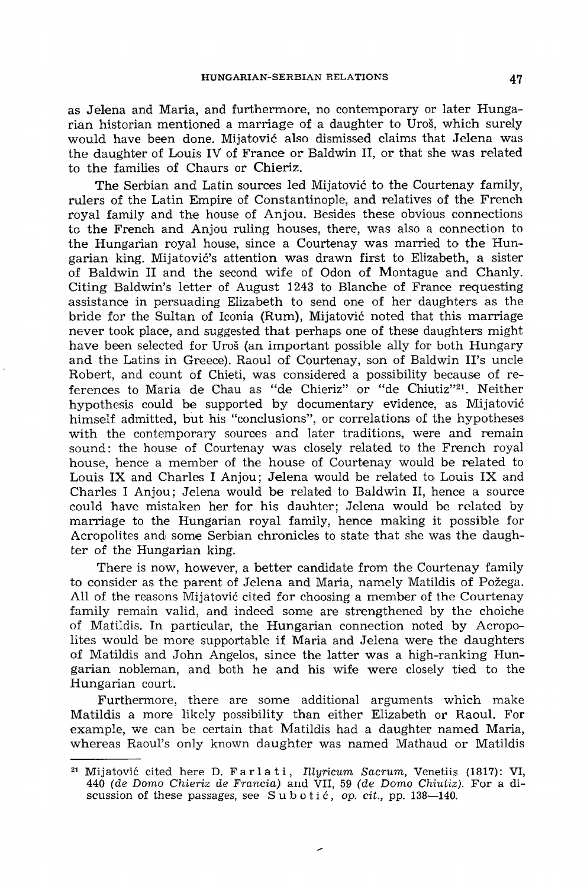as Jelena and Maria, and furthermore, no contemporary or later Hungarian historian mentioned a marriage of a daughter to Uroš, which surely would have been done. Mijatović also dismissed claims that Jelena was the daughter of Louis IV of France or Baldwin II, or that she was related to the families of Chaurs or Chieriz.

The Serbian and Latin sources led Mijatović to the Courtenay family, rulers of the Latin Empire of Constantinople, and relatives of the French royal family and the house of Anjou. Besides these obvious connections to the French and Anjou ruling houses, there, was also a connection to the Hungarian royal house, since a Courtenay was married to the Hungarian king. Mijatović's attention was drawn first to Elizabeth, a sister of Baldwin II and the second wife of Odon of Montague and Chanly. Citing Baldwin's letter of August 1243 to Blanche of France requesting assistance in persuading Elizabeth to send one of her daughters as the bride for the Sultan of Iconia (Rum), Mijatović noted that this marriage never took place, and suggested that perhaps one of these daughters might have been selected for Uroš (an important possible ally for both Hungary and the Latins in Greece). Raoul of Courtenay, son of Baldwin II's uncle Robert, and count of Chieti, was considered a possibility because of references to Maria de Chau as "de Chieriz" or "de Chiutiz"[21]. Neither hypothesis could be supported by documentary evidence, as Mijatović himself admitted, but his "conclusions", or correlations of the hypotheses with the contemporary sources and later traditions, were and remain sound: the house of Courtenay was closely related to the French royal house, hence a member of the house of Courtenay would be related to Louis IX and Charles I Anjou; Jelena would be related to Louis IX and Charles I Anjou; Jelena would be related to Baldwin II, hence a source could have mistaken her for his dauhter; Jelena would be related by marriage to the Hungarian royal family, hence making it possible for Acropolites and some Serbian chronicles to state that she was the daughter of the Hungarian king.

There is now, however, a better candidate from the Courtenay family to consider as the parent of Jelena and Maria, namely Matildis of Požega. All of the reasons Mijatović cited for choosing a member of the Courtenay family remain valid, and indeed some are strengthened by the choiche of Matildis. In particular, the Hungarian connection noted by Acropolites would be more supportable if Maria and Jelena were the daughters of Matildis and John Angelos, since the latter was a high-ranking Hungarian nobleman, and both he and his wife were closely tied to the Hungarian court.

Furthermore, there are some additional arguments which make Matildis a more likely possibility than either Elizabeth or Raoul. For example, we can be certain that Matildis had a daughter named Maria, whereas Raoul's only known daughter was named Mathaud or Matildis

---

[21] Mijatović cited here D. Farlati, *Illyricum Sacrum*, Venetiis (1817): VI, 440 *(de Domo Chieriz de Francia)* and VII, 59 *(de Domo Chiutiz)*. For a discussion of these passages, see Subotić, *op. cit.*, pp. 138—140.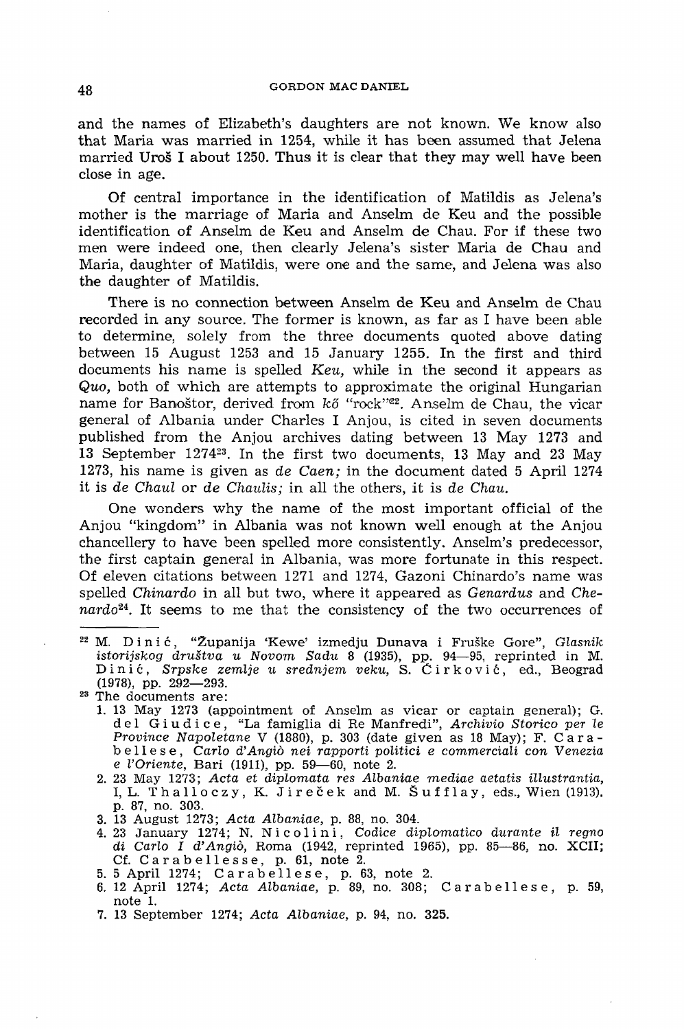and the names of Elizabeth's daughters are not known. We know also that Maria was married in 1254, while it has been assumed that Jelena married Uroš I about 1250. Thus it is clear that they may well have been close in age.

Of central importance in the identification of Matildis as Jelena's mother is the marriage of Maria and Anselm de Keu and the possible identification of Anselm de Keu and Anselm de Chau. For if these two men were indeed one, then clearly Jelena's sister Maria de Chau and Maria, daughter of Matildis, were one and the same, and Jelena was also the daughter of Matildis.

There is no connection between Anselm de Keu and Anselm de Chau recorded in any source. The former is known, as far as I have been able to determine, solely from the three documents quoted above dating between 15 August 1253 and 15 January 1255. In the first and third documents his name is spelled *Keu*, while in the second it appears as *Quo*, both of which are attempts to approximate the original Hungarian name for Banoštor, derived from *kő* "rock"[22]. Anselm de Chau, the vicar general of Albania under Charles I Anjou, is cited in seven documents published from the Anjou archives dating between 13 May 1273 and 13 September 1274[23]. In the first two documents, 13 May and 23 May 1273, his name is given as *de Caen;* in the document dated 5 April 1274 it is *de Chaul* or *de Chaulis;* in all the others, it is *de Chau.*

One wonders why the name of the most important official of the Anjou "kingdom" in Albania was not known well enough at the Anjou chancellery to have been spelled more consistently. Anselm's predecessor, the first captain general in Albania, was more fortunate in this respect. Of eleven citations between 1271 and 1274, Gazoni Chinardo's name was spelled *Chinardo* in all but two, where it appeared as *Genardus* and *Chenardo*[24]. It seems to me that the consistency of the two occurrences of

---

[22] M. Dinić, "Županija 'Kewe' izmedju Dunava i Fruške Gore", *Glasnik istorijskog društva u Novom Sadu* 8 (1935), pp. 94—95, reprinted in M. Dinić, *Srpske zemlje u srednjem veku*, S. Ćirković, ed., Beograd (1978), pp. 292—293.

[23] The documents are:

1. 13 May 1273 (appointment of Anselm as vicar or captain general); G. del Giudice, "La famiglia di Re Manfredi", *Archivio Storico per le Province Napoletane* V (1880), p. 303 (date given as 18 May); F. Carabellese, *Carlo d'Angiò nei rapporti politici e commerciali con Venezia e l'Oriente*, Bari (1911), pp. 59—60, note 2.
2. 23 May 1273; *Acta et diplomata res Albaniae mediae aetatis illustrantia*, I, L. Thalloczy, K. Jireček and M. Šufflay, eds., Wien (1913), p. 87, no. 303.
3. 13 August 1273; *Acta Albaniae*, p. 88, no. 304.
4. 23 January 1274; N. Nicolini, *Codice diplomatico durante il regno di Carlo I d'Angiò*, Roma (1942, reprinted 1965), pp. 85—86, no. XCII; Cf. Carabellesse, p. 61, note 2.
5. 5 April 1274; Carabellese, p. 63, note 2.
6. 12 April 1274; *Acta Albaniae*, p. 89, no. 308; Carabellese, p. 59, note 1.
7. 13 September 1274; *Acta Albaniae*, p. 94, no. 325.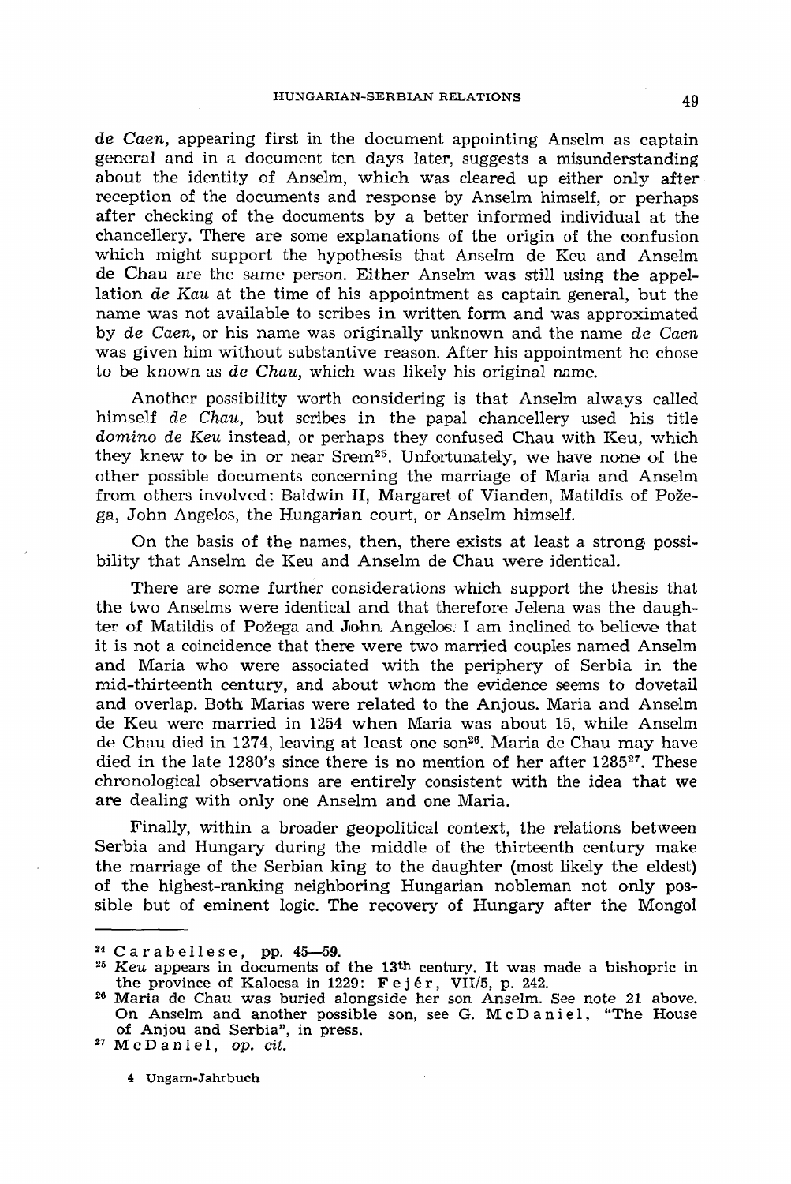*de Caen*, appearing first in the document appointing Anselm as captain general and in a document ten days later, suggests a misunderstanding about the identity of Anselm, which was cleared up either only after reception of the documents and response by Anselm himself, or perhaps after checking of the documents by a better informed individual at the chancellery. There are some explanations of the origin of the confusion which might support the hypothesis that Anselm de Keu and Anselm de Chau are the same person. Either Anselm was still using the appellation *de Kau* at the time of his appointment as captain general, but the name was not available to scribes in written form and was approximated by *de Caen*, or his name was originally unknown and the name *de Caen* was given him without substantive reason. After his appointment he chose to be known as *de Chau*, which was likely his original name.

Another possibility worth considering is that Anselm always called himself *de Chau*, but scribes in the papal chancellery used his title *domino de Keu* instead, or perhaps they confused Chau with Keu, which they knew to be in or near Srem[25]. Unfortunately, we have none of the other possible documents concerning the marriage of Maria and Anselm from others involved: Baldwin II, Margaret of Vianden, Matildis of Požega, John Angelos, the Hungarian court, or Anselm himself.

On the basis of the names, then, there exists at least a strong possibility that Anselm de Keu and Anselm de Chau were identical.

There are some further considerations which support the thesis that the two Anselms were identical and that therefore Jelena was the daughter of Matildis of Požega and John Angelos. I am inclined to believe that it is not a coincidence that there were two married couples named Anselm and Maria who were associated with the periphery of Serbia in the mid-thirteenth century, and about whom the evidence seems to dovetail and overlap. Both Marias were related to the Anjous. Maria and Anselm de Keu were married in 1254 when Maria was about 15, while Anselm de Chau died in 1274, leaving at least one son[26]. Maria de Chau may have died in the late 1280's since there is no mention of her after 1285[27]. These chronological observations are entirely consistent with the idea that we are dealing with only one Anselm and one Maria.

Finally, within a broader geopolitical context, the relations between Serbia and Hungary during the middle of the thirteenth century make the marriage of the Serbian king to the daughter (most likely the eldest) of the highest-ranking neighboring Hungarian nobleman not only possible but of eminent logic. The recovery of Hungary after the Mongol

---

[24] Carabellese, pp. 45—59.

[25] *Keu* appears in documents of the 13th century. It was made a bishopric in the province of Kalocsa in 1229: Fejér, VII/5, p. 242.

[26] Maria de Chau was buried alongside her son Anselm. See note 21 above. On Anselm and another possible son, see G. McDaniel, "The House of Anjou and Serbia", in press.

[27] McDaniel, *op. cit.*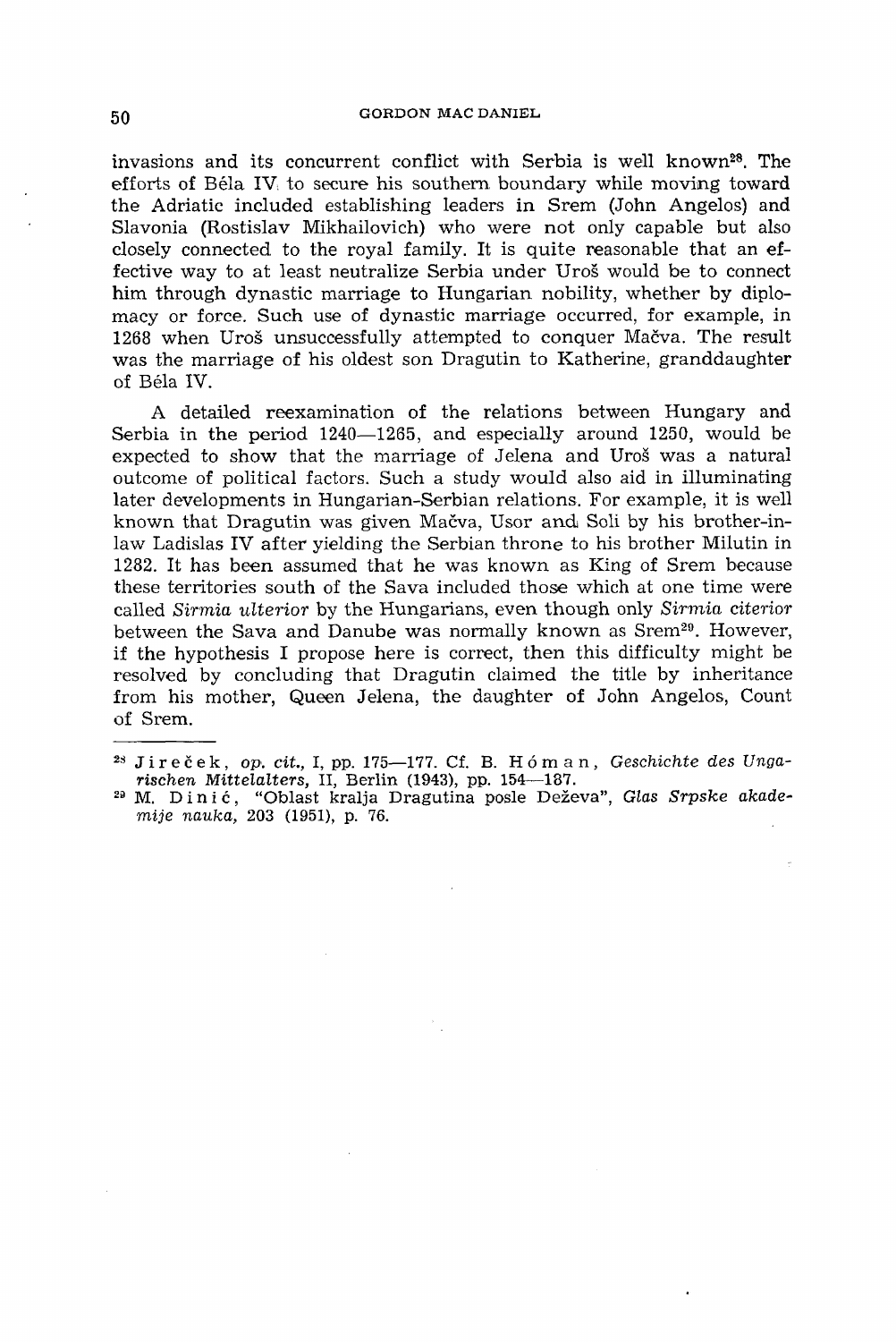invasions and its concurrent conflict with Serbia is well known[28]. The efforts of Béla IV to secure his southern boundary while moving toward the Adriatic included establishing leaders in Srem (John Angelos) and Slavonia (Rostislav Mikhailovich) who were not only capable but also closely connected to the royal family. It is quite reasonable that an effective way to at least neutralize Serbia under Uroš would be to connect him through dynastic marriage to Hungarian nobility, whether by diplomacy or force. Such use of dynastic marriage occurred, for example, in 1268 when Uroš unsuccessfully attempted to conquer Mačva. The result was the marriage of his oldest son Dragutin to Katherine, granddaughter of Béla IV.

A detailed reexamination of the relations between Hungary and Serbia in the period 1240—1265, and especially around 1250, would be expected to show that the marriage of Jelena and Uroš was a natural outcome of political factors. Such a study would also aid in illuminating later developments in Hungarian-Serbian relations. For example, it is well known that Dragutin was given Mačva, Usor and Soli by his brother-in-law Ladislas IV after yielding the Serbian throne to his brother Milutin in 1282. It has been assumed that he was known as King of Srem because these territories south of the Sava included those which at one time were called *Sirmia ulterior* by the Hungarians, even though only *Sirmia citerior* between the Sava and Danube was normally known as Srem[29]. However, if the hypothesis I propose here is correct, then this difficulty might be resolved by concluding that Dragutin claimed the title by inheritance from his mother, Queen Jelena, the daughter of John Angelos, Count of Srem.

---

[28] Jireček, *op. cit.*, I, pp. 175—177. Cf. B. Hóman, *Geschichte des Ungarischen Mittelalters*, II, Berlin (1943), pp. 154—187.

[29] M. Dinić, "Oblast kralja Dragutina posle Deževa", *Glas Srpske akademije nauka*, 203 (1951), p. 76.